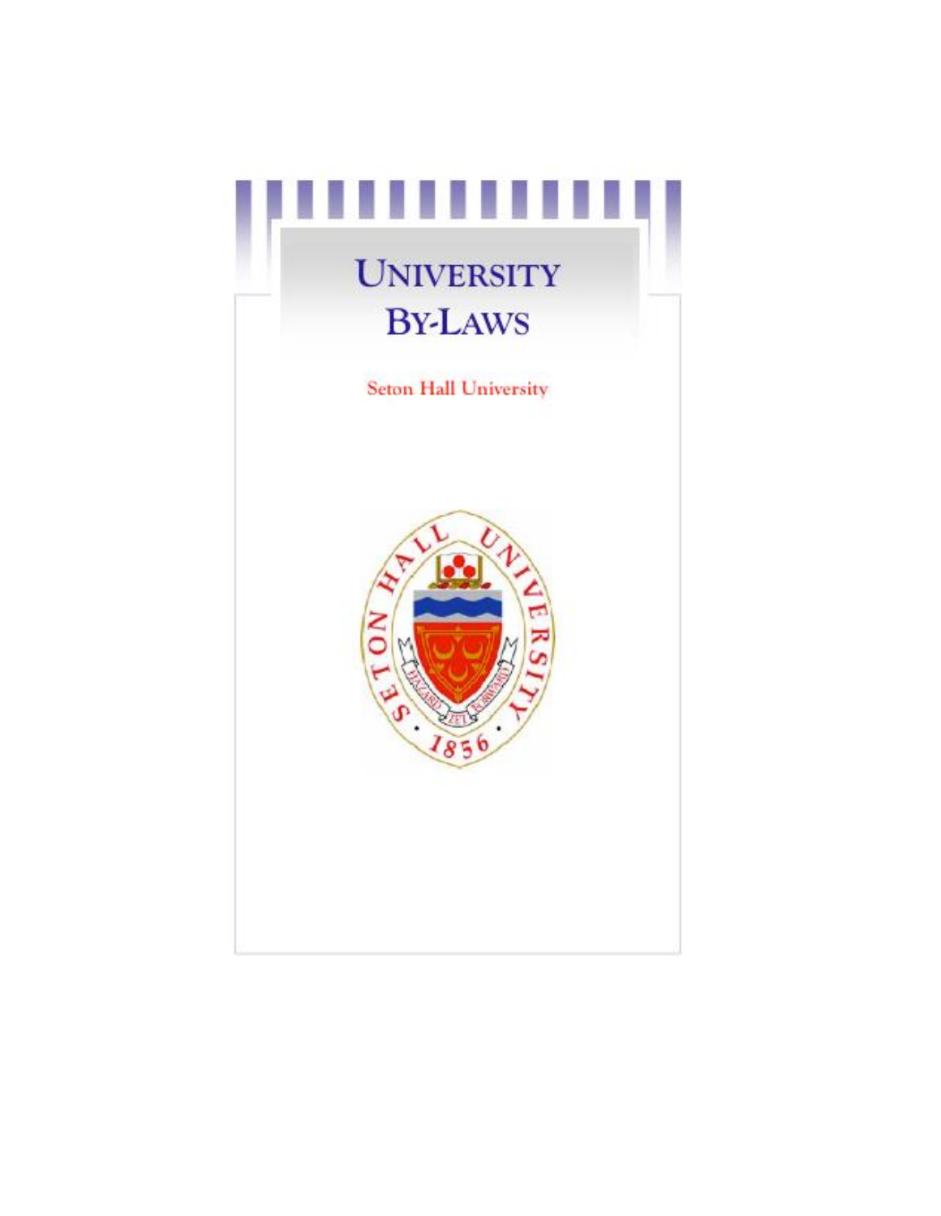# UNIVERSITY BY-LAWS

Seton Hall University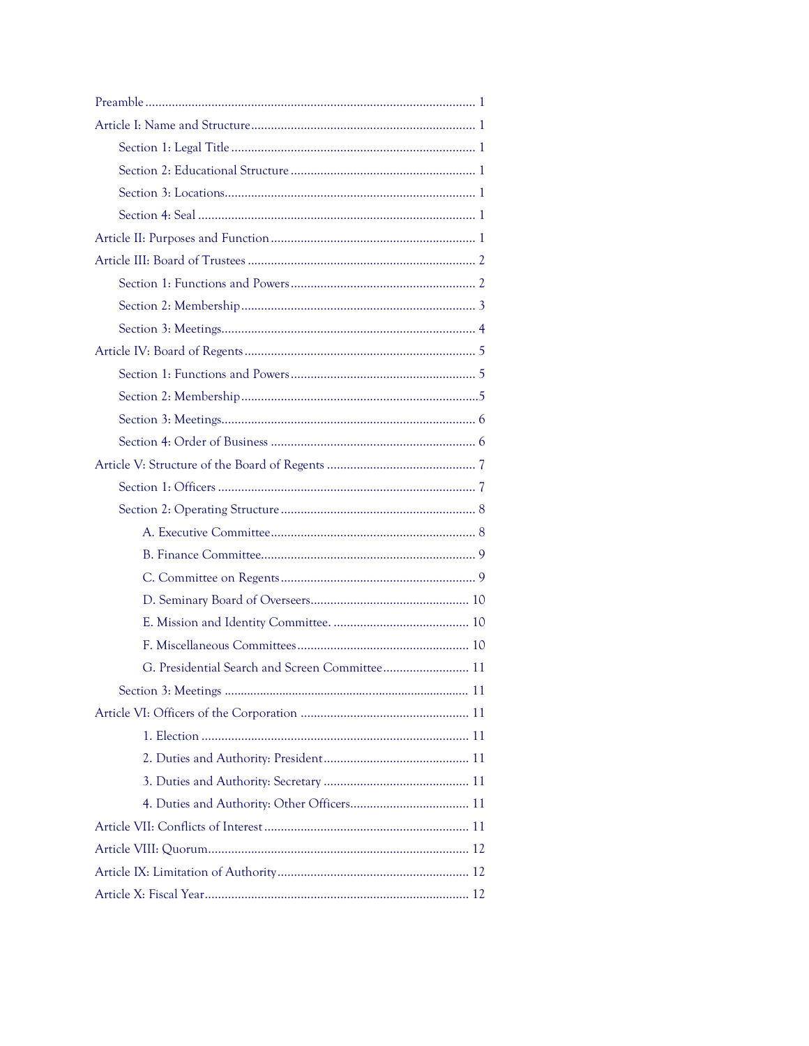Preamble ... 1

Article I: Name and Structure ... 1

- Section 1: Legal Title ... 1
- Section 2: Educational Structure ... 1
- Section 3: Locations ... 1
- Section 4: Seal ... 1

Article II: Purposes and Function ... 1

Article III: Board of Trustees ... 2

- Section 1: Functions and Powers ... 2
- Section 2: Membership ... 3
- Section 3: Meetings ... 4

Article IV: Board of Regents ... 5

- Section 1: Functions and Powers ... 5
- Section 2: Membership ... 5
- Section 3: Meetings ... 6
- Section 4: Order of Business ... 6

Article V: Structure of the Board of Regents ... 7

- Section 1: Officers ... 7
- Section 2: Operating Structure ... 8
  - A. Executive Committee ... 8
  - B. Finance Committee ... 9
  - C. Committee on Regents ... 9
  - D. Seminary Board of Overseers ... 10
  - E. Mission and Identity Committee. ... 10
  - F. Miscellaneous Committees ... 10
  - G. Presidential Search and Screen Committee ... 11
- Section 3: Meetings ... 11

Article VI: Officers of the Corporation ... 11

- 1. Election ... 11
- 2. Duties and Authority: President ... 11
- 3. Duties and Authority: Secretary ... 11
- 4. Duties and Authority: Other Officers ... 11

Article VII: Conflicts of Interest ... 11

Article VIII: Quorum ... 12

Article IX: Limitation of Authority ... 12

Article X: Fiscal Year ... 12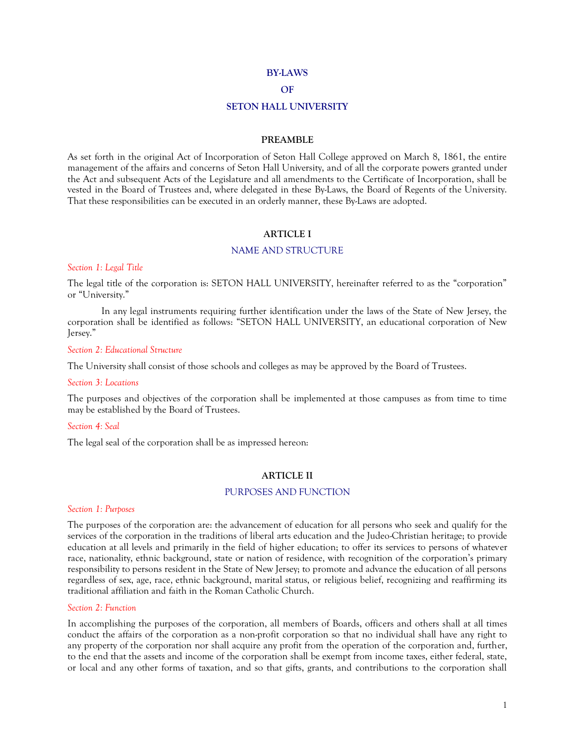# BY-LAWS

# OF

# SETON HALL UNIVERSITY

## PREAMBLE

As set forth in the original Act of Incorporation of Seton Hall College approved on March 8, 1861, the entire management of the affairs and concerns of Seton Hall University, and of all the corporate powers granted under the Act and subsequent Acts of the Legislature and all amendments to the Certificate of Incorporation, shall be vested in the Board of Trustees and, where delegated in these By-Laws, the Board of Regents of the University. That these responsibilities can be executed in an orderly manner, these By-Laws are adopted.

## ARTICLE I

## NAME AND STRUCTURE

*Section 1: Legal Title*

The legal title of the corporation is: SETON HALL UNIVERSITY, hereinafter referred to as the "corporation" or "University."

In any legal instruments requiring further identification under the laws of the State of New Jersey, the corporation shall be identified as follows: "SETON HALL UNIVERSITY, an educational corporation of New Jersey."

*Section 2: Educational Structure*

The University shall consist of those schools and colleges as may be approved by the Board of Trustees.

*Section 3: Locations*

The purposes and objectives of the corporation shall be implemented at those campuses as from time to time may be established by the Board of Trustees.

*Section 4: Seal*

The legal seal of the corporation shall be as impressed hereon:

## ARTICLE II

## PURPOSES AND FUNCTION

*Section 1: Purposes*

The purposes of the corporation are: the advancement of education for all persons who seek and qualify for the services of the corporation in the traditions of liberal arts education and the Judeo-Christian heritage; to provide education at all levels and primarily in the field of higher education; to offer its services to persons of whatever race, nationality, ethnic background, state or nation of residence, with recognition of the corporation's primary responsibility to persons resident in the State of New Jersey; to promote and advance the education of all persons regardless of sex, age, race, ethnic background, marital status, or religious belief, recognizing and reaffirming its traditional affiliation and faith in the Roman Catholic Church.

*Section 2: Function*

In accomplishing the purposes of the corporation, all members of Boards, officers and others shall at all times conduct the affairs of the corporation as a non-profit corporation so that no individual shall have any right to any property of the corporation nor shall acquire any profit from the operation of the corporation and, further, to the end that the assets and income of the corporation shall be exempt from income taxes, either federal, state, or local and any other forms of taxation, and so that gifts, grants, and contributions to the corporation shall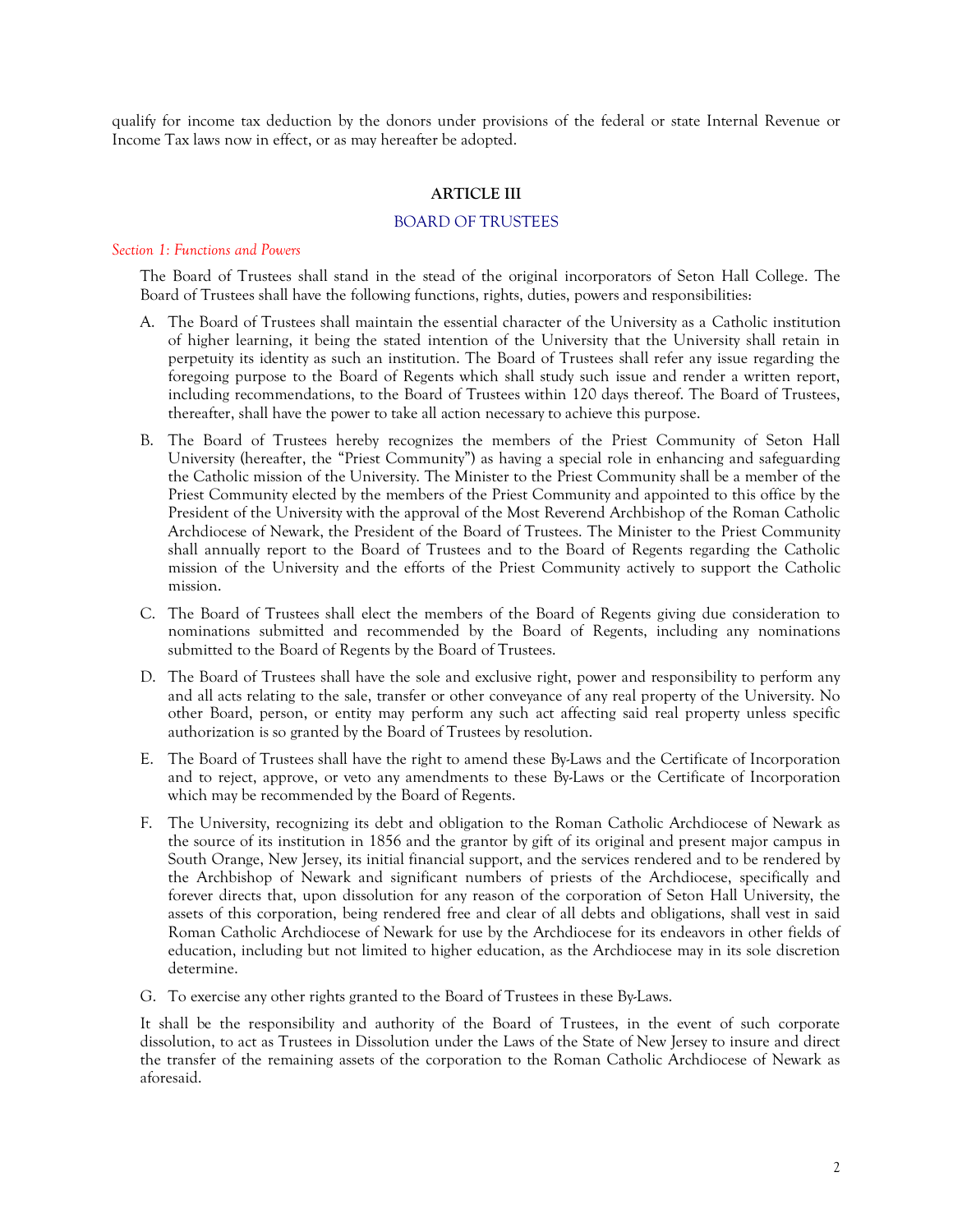qualify for income tax deduction by the donors under provisions of the federal or state Internal Revenue or Income Tax laws now in effect, or as may hereafter be adopted.

## ARTICLE III

## BOARD OF TRUSTEES

### *Section 1: Functions and Powers*

The Board of Trustees shall stand in the stead of the original incorporators of Seton Hall College. The Board of Trustees shall have the following functions, rights, duties, powers and responsibilities:

A. The Board of Trustees shall maintain the essential character of the University as a Catholic institution of higher learning, it being the stated intention of the University that the University shall retain in perpetuity its identity as such an institution. The Board of Trustees shall refer any issue regarding the foregoing purpose to the Board of Regents which shall study such issue and render a written report, including recommendations, to the Board of Trustees within 120 days thereof. The Board of Trustees, thereafter, shall have the power to take all action necessary to achieve this purpose.

B. The Board of Trustees hereby recognizes the members of the Priest Community of Seton Hall University (hereafter, the "Priest Community") as having a special role in enhancing and safeguarding the Catholic mission of the University. The Minister to the Priest Community shall be a member of the Priest Community elected by the members of the Priest Community and appointed to this office by the President of the University with the approval of the Most Reverend Archbishop of the Roman Catholic Archdiocese of Newark, the President of the Board of Trustees. The Minister to the Priest Community shall annually report to the Board of Trustees and to the Board of Regents regarding the Catholic mission of the University and the efforts of the Priest Community actively to support the Catholic mission.

C. The Board of Trustees shall elect the members of the Board of Regents giving due consideration to nominations submitted and recommended by the Board of Regents, including any nominations submitted to the Board of Regents by the Board of Trustees.

D. The Board of Trustees shall have the sole and exclusive right, power and responsibility to perform any and all acts relating to the sale, transfer or other conveyance of any real property of the University. No other Board, person, or entity may perform any such act affecting said real property unless specific authorization is so granted by the Board of Trustees by resolution.

E. The Board of Trustees shall have the right to amend these By-Laws and the Certificate of Incorporation and to reject, approve, or veto any amendments to these By-Laws or the Certificate of Incorporation which may be recommended by the Board of Regents.

F. The University, recognizing its debt and obligation to the Roman Catholic Archdiocese of Newark as the source of its institution in 1856 and the grantor by gift of its original and present major campus in South Orange, New Jersey, its initial financial support, and the services rendered and to be rendered by the Archbishop of Newark and significant numbers of priests of the Archdiocese, specifically and forever directs that, upon dissolution for any reason of the corporation of Seton Hall University, the assets of this corporation, being rendered free and clear of all debts and obligations, shall vest in said Roman Catholic Archdiocese of Newark for use by the Archdiocese for its endeavors in other fields of education, including but not limited to higher education, as the Archdiocese may in its sole discretion determine.

G. To exercise any other rights granted to the Board of Trustees in these By-Laws.

It shall be the responsibility and authority of the Board of Trustees, in the event of such corporate dissolution, to act as Trustees in Dissolution under the Laws of the State of New Jersey to insure and direct the transfer of the remaining assets of the corporation to the Roman Catholic Archdiocese of Newark as aforesaid.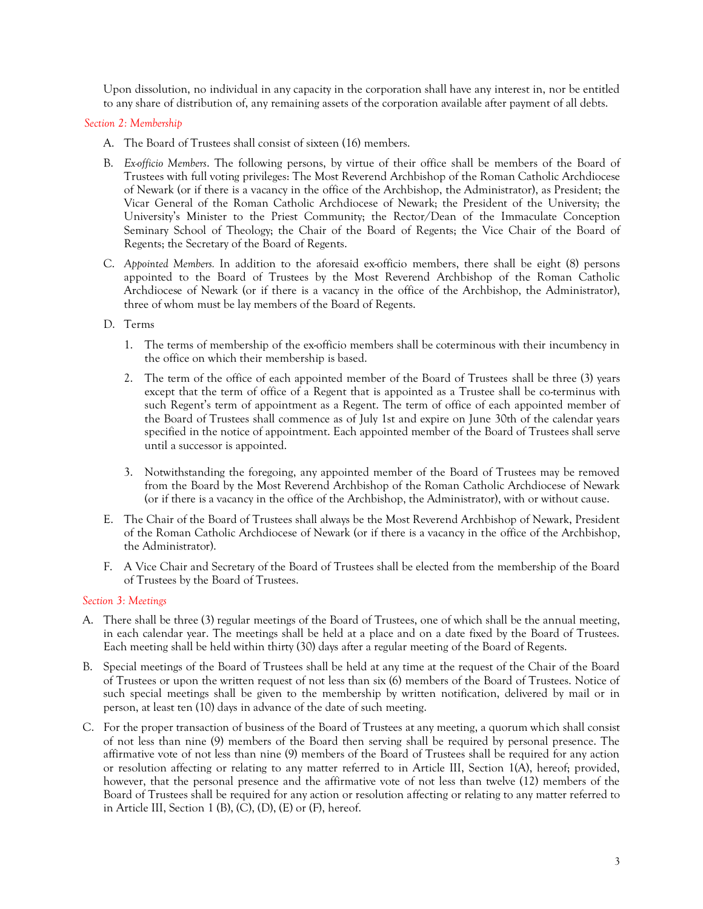Upon dissolution, no individual in any capacity in the corporation shall have any interest in, nor be entitled to any share of distribution of, any remaining assets of the corporation available after payment of all debts.

*Section 2: Membership*

A. The Board of Trustees shall consist of sixteen (16) members.

B. *Ex-officio Members*. The following persons, by virtue of their office shall be members of the Board of Trustees with full voting privileges: The Most Reverend Archbishop of the Roman Catholic Archdiocese of Newark (or if there is a vacancy in the office of the Archbishop, the Administrator), as President; the Vicar General of the Roman Catholic Archdiocese of Newark; the President of the University; the University's Minister to the Priest Community; the Rector/Dean of the Immaculate Conception Seminary School of Theology; the Chair of the Board of Regents; the Vice Chair of the Board of Regents; the Secretary of the Board of Regents.

C. *Appointed Members.* In addition to the aforesaid ex-officio members, there shall be eight (8) persons appointed to the Board of Trustees by the Most Reverend Archbishop of the Roman Catholic Archdiocese of Newark (or if there is a vacancy in the office of the Archbishop, the Administrator), three of whom must be lay members of the Board of Regents.

D. Terms

   1. The terms of membership of the ex-officio members shall be coterminous with their incumbency in the office on which their membership is based.

   2. The term of the office of each appointed member of the Board of Trustees shall be three (3) years except that the term of office of a Regent that is appointed as a Trustee shall be co-terminus with such Regent's term of appointment as a Regent. The term of office of each appointed member of the Board of Trustees shall commence as of July 1st and expire on June 30th of the calendar years specified in the notice of appointment. Each appointed member of the Board of Trustees shall serve until a successor is appointed.

   3. Notwithstanding the foregoing, any appointed member of the Board of Trustees may be removed from the Board by the Most Reverend Archbishop of the Roman Catholic Archdiocese of Newark (or if there is a vacancy in the office of the Archbishop, the Administrator), with or without cause.

E. The Chair of the Board of Trustees shall always be the Most Reverend Archbishop of Newark, President of the Roman Catholic Archdiocese of Newark (or if there is a vacancy in the office of the Archbishop, the Administrator).

F. A Vice Chair and Secretary of the Board of Trustees shall be elected from the membership of the Board of Trustees by the Board of Trustees.

*Section 3: Meetings*

A. There shall be three (3) regular meetings of the Board of Trustees, one of which shall be the annual meeting, in each calendar year. The meetings shall be held at a place and on a date fixed by the Board of Trustees. Each meeting shall be held within thirty (30) days after a regular meeting of the Board of Regents.

B. Special meetings of the Board of Trustees shall be held at any time at the request of the Chair of the Board of Trustees or upon the written request of not less than six (6) members of the Board of Trustees. Notice of such special meetings shall be given to the membership by written notification, delivered by mail or in person, at least ten (10) days in advance of the date of such meeting.

C. For the proper transaction of business of the Board of Trustees at any meeting, a quorum which shall consist of not less than nine (9) members of the Board then serving shall be required by personal presence. The affirmative vote of not less than nine (9) members of the Board of Trustees shall be required for any action or resolution affecting or relating to any matter referred to in Article III, Section 1(A), hereof; provided, however, that the personal presence and the affirmative vote of not less than twelve (12) members of the Board of Trustees shall be required for any action or resolution affecting or relating to any matter referred to in Article III, Section 1 (B), (C), (D), (E) or (F), hereof.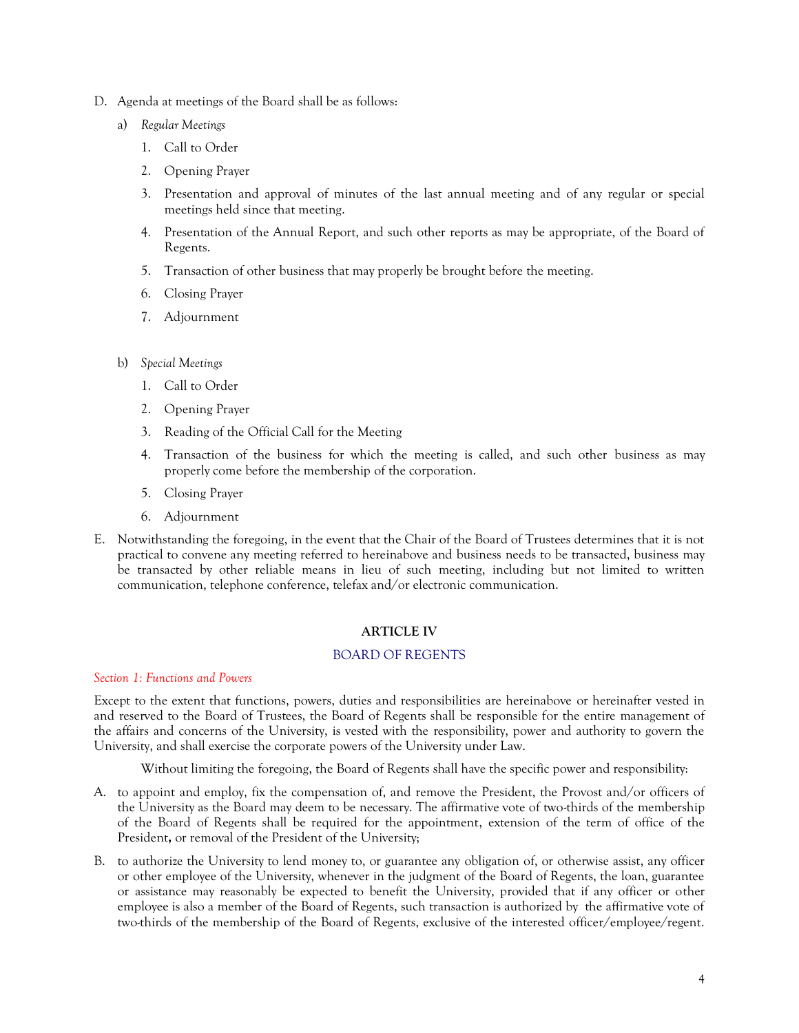D. Agenda at meetings of the Board shall be as follows:

a) *Regular Meetings*

1. Call to Order
2. Opening Prayer
3. Presentation and approval of minutes of the last annual meeting and of any regular or special meetings held since that meeting.
4. Presentation of the Annual Report, and such other reports as may be appropriate, of the Board of Regents.
5. Transaction of other business that may properly be brought before the meeting.
6. Closing Prayer
7. Adjournment

b) *Special Meetings*

1. Call to Order
2. Opening Prayer
3. Reading of the Official Call for the Meeting
4. Transaction of the business for which the meeting is called, and such other business as may properly come before the membership of the corporation.
5. Closing Prayer
6. Adjournment

E. Notwithstanding the foregoing, in the event that the Chair of the Board of Trustees determines that it is not practical to convene any meeting referred to hereinabove and business needs to be transacted, business may be transacted by other reliable means in lieu of such meeting, including but not limited to written communication, telephone conference, telefax and/or electronic communication.

## ARTICLE IV

## BOARD OF REGENTS

*Section 1: Functions and Powers*

Except to the extent that functions, powers, duties and responsibilities are hereinabove or hereinafter vested in and reserved to the Board of Trustees, the Board of Regents shall be responsible for the entire management of the affairs and concerns of the University, is vested with the responsibility, power and authority to govern the University, and shall exercise the corporate powers of the University under Law.

Without limiting the foregoing, the Board of Regents shall have the specific power and responsibility:

A. to appoint and employ, fix the compensation of, and remove the President, the Provost and/or officers of the University as the Board may deem to be necessary. The affirmative vote of two-thirds of the membership of the Board of Regents shall be required for the appointment, extension of the term of office of the President, or removal of the President of the University;

B. to authorize the University to lend money to, or guarantee any obligation of, or otherwise assist, any officer or other employee of the University, whenever in the judgment of the Board of Regents, the loan, guarantee or assistance may reasonably be expected to benefit the University, provided that if any officer or other employee is also a member of the Board of Regents, such transaction is authorized by the affirmative vote of two-thirds of the membership of the Board of Regents, exclusive of the interested officer/employee/regent.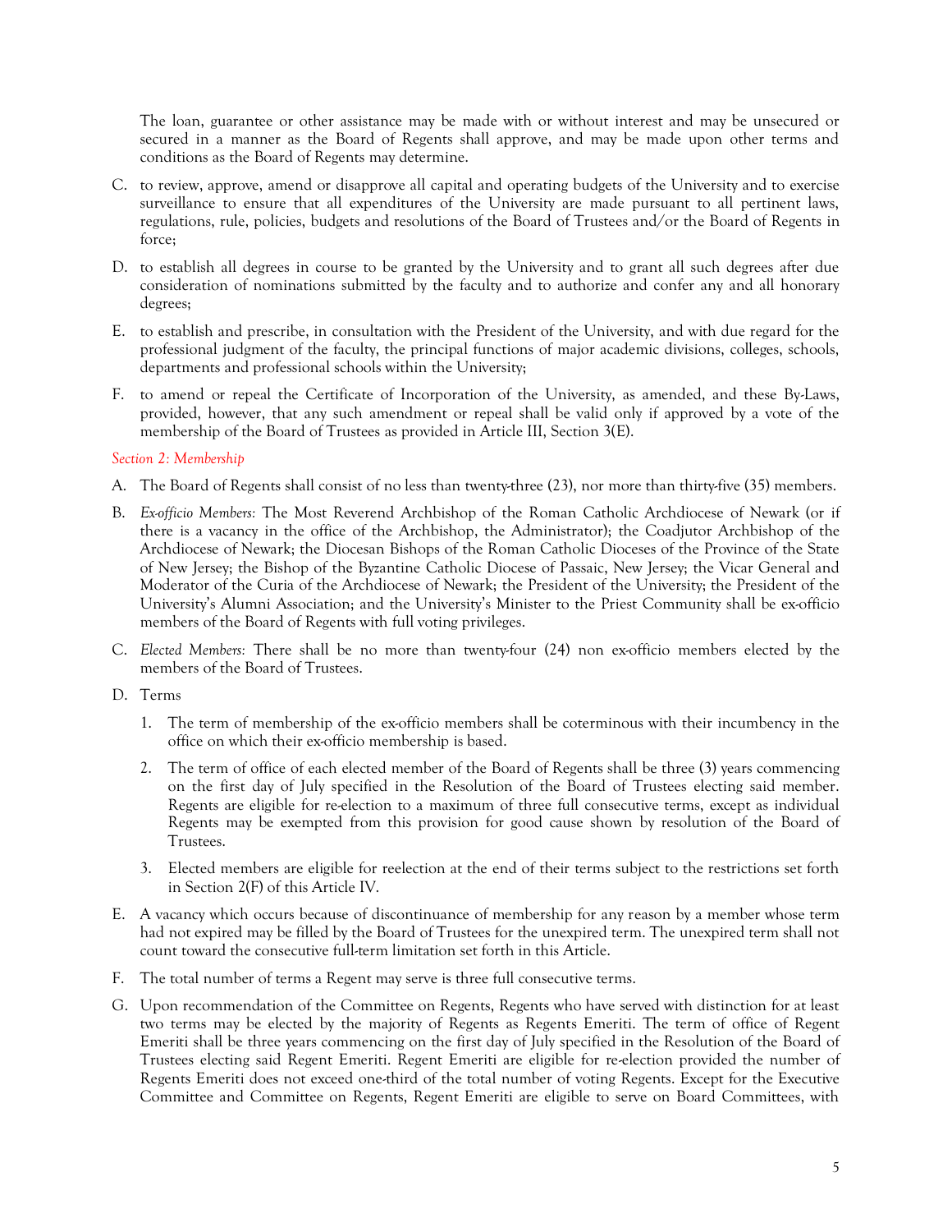The loan, guarantee or other assistance may be made with or without interest and may be unsecured or secured in a manner as the Board of Regents shall approve, and may be made upon other terms and conditions as the Board of Regents may determine.

C. to review, approve, amend or disapprove all capital and operating budgets of the University and to exercise surveillance to ensure that all expenditures of the University are made pursuant to all pertinent laws, regulations, rule, policies, budgets and resolutions of the Board of Trustees and/or the Board of Regents in force;

D. to establish all degrees in course to be granted by the University and to grant all such degrees after due consideration of nominations submitted by the faculty and to authorize and confer any and all honorary degrees;

E. to establish and prescribe, in consultation with the President of the University, and with due regard for the professional judgment of the faculty, the principal functions of major academic divisions, colleges, schools, departments and professional schools within the University;

F. to amend or repeal the Certificate of Incorporation of the University, as amended, and these By-Laws, provided, however, that any such amendment or repeal shall be valid only if approved by a vote of the membership of the Board of Trustees as provided in Article III, Section 3(E).

*Section 2: Membership*

A. The Board of Regents shall consist of no less than twenty-three (23), nor more than thirty-five (35) members.

B. *Ex-officio Members:* The Most Reverend Archbishop of the Roman Catholic Archdiocese of Newark (or if there is a vacancy in the office of the Archbishop, the Administrator); the Coadjutor Archbishop of the Archdiocese of Newark; the Diocesan Bishops of the Roman Catholic Dioceses of the Province of the State of New Jersey; the Bishop of the Byzantine Catholic Diocese of Passaic, New Jersey; the Vicar General and Moderator of the Curia of the Archdiocese of Newark; the President of the University; the President of the University's Alumni Association; and the University's Minister to the Priest Community shall be ex-officio members of the Board of Regents with full voting privileges.

C. *Elected Members:* There shall be no more than twenty-four (24) non ex-officio members elected by the members of the Board of Trustees.

D. Terms

   1. The term of membership of the ex-officio members shall be coterminous with their incumbency in the office on which their ex-officio membership is based.

   2. The term of office of each elected member of the Board of Regents shall be three (3) years commencing on the first day of July specified in the Resolution of the Board of Trustees electing said member. Regents are eligible for re-election to a maximum of three full consecutive terms, except as individual Regents may be exempted from this provision for good cause shown by resolution of the Board of Trustees.

   3. Elected members are eligible for reelection at the end of their terms subject to the restrictions set forth in Section 2(F) of this Article IV.

E. A vacancy which occurs because of discontinuance of membership for any reason by a member whose term had not expired may be filled by the Board of Trustees for the unexpired term. The unexpired term shall not count toward the consecutive full-term limitation set forth in this Article.

F. The total number of terms a Regent may serve is three full consecutive terms.

G. Upon recommendation of the Committee on Regents, Regents who have served with distinction for at least two terms may be elected by the majority of Regents as Regents Emeriti. The term of office of Regent Emeriti shall be three years commencing on the first day of July specified in the Resolution of the Board of Trustees electing said Regent Emeriti. Regent Emeriti are eligible for re-election provided the number of Regents Emeriti does not exceed one-third of the total number of voting Regents. Except for the Executive Committee and Committee on Regents, Regent Emeriti are eligible to serve on Board Committees, with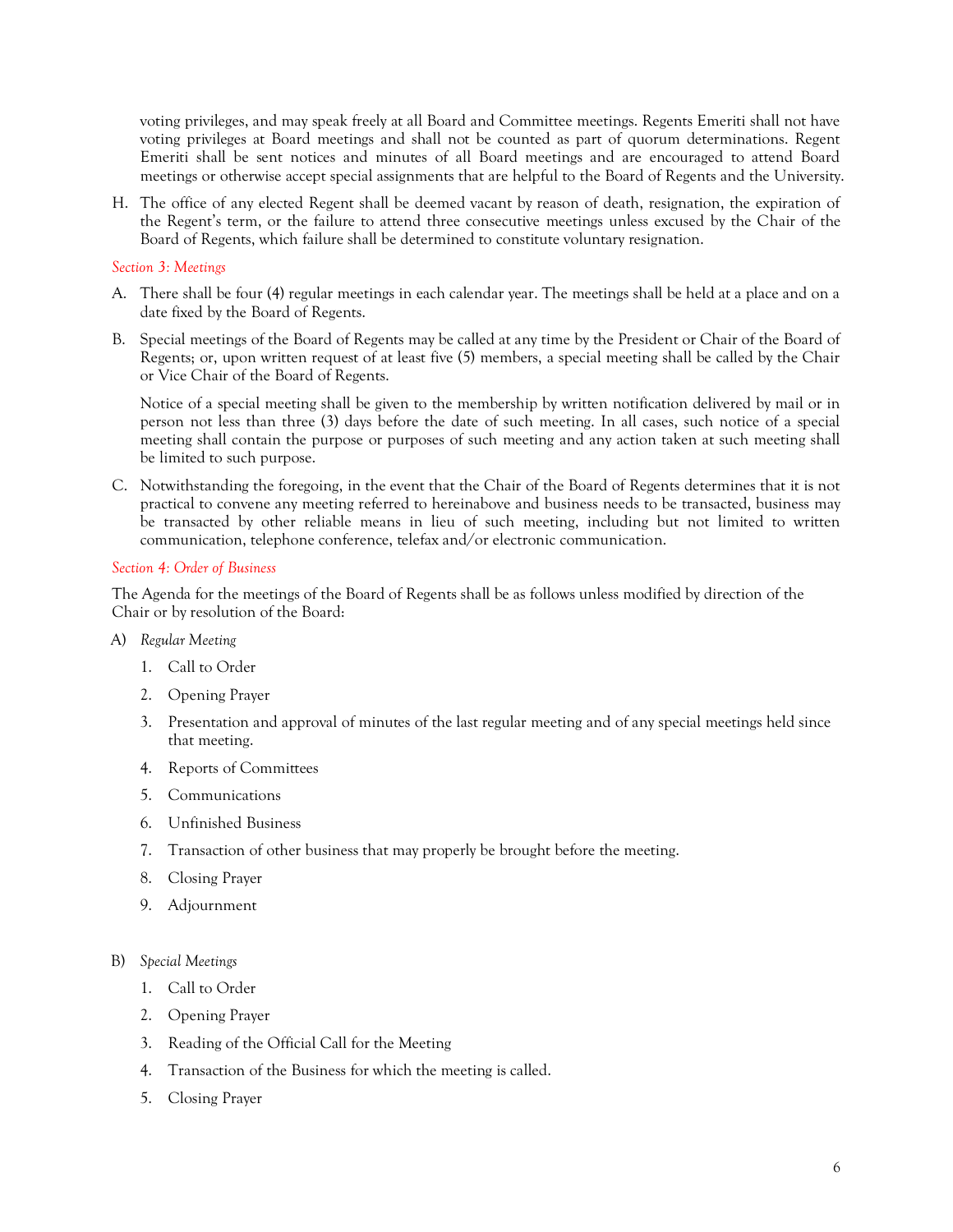voting privileges, and may speak freely at all Board and Committee meetings. Regents Emeriti shall not have voting privileges at Board meetings and shall not be counted as part of quorum determinations. Regent Emeriti shall be sent notices and minutes of all Board meetings and are encouraged to attend Board meetings or otherwise accept special assignments that are helpful to the Board of Regents and the University.

H. The office of any elected Regent shall be deemed vacant by reason of death, resignation, the expiration of the Regent's term, or the failure to attend three consecutive meetings unless excused by the Chair of the Board of Regents, which failure shall be determined to constitute voluntary resignation.

*Section 3: Meetings*

A. There shall be four (4) regular meetings in each calendar year. The meetings shall be held at a place and on a date fixed by the Board of Regents.

B. Special meetings of the Board of Regents may be called at any time by the President or Chair of the Board of Regents; or, upon written request of at least five (5) members, a special meeting shall be called by the Chair or Vice Chair of the Board of Regents.

   Notice of a special meeting shall be given to the membership by written notification delivered by mail or in person not less than three (3) days before the date of such meeting. In all cases, such notice of a special meeting shall contain the purpose or purposes of such meeting and any action taken at such meeting shall be limited to such purpose.

C. Notwithstanding the foregoing, in the event that the Chair of the Board of Regents determines that it is not practical to convene any meeting referred to hereinabove and business needs to be transacted, business may be transacted by other reliable means in lieu of such meeting, including but not limited to written communication, telephone conference, telefax and/or electronic communication.

*Section 4: Order of Business*

The Agenda for the meetings of the Board of Regents shall be as follows unless modified by direction of the Chair or by resolution of the Board:

A) *Regular Meeting*

1. Call to Order
2. Opening Prayer
3. Presentation and approval of minutes of the last regular meeting and of any special meetings held since that meeting.
4. Reports of Committees
5. Communications
6. Unfinished Business
7. Transaction of other business that may properly be brought before the meeting.
8. Closing Prayer
9. Adjournment

B) *Special Meetings*

1. Call to Order
2. Opening Prayer
3. Reading of the Official Call for the Meeting
4. Transaction of the Business for which the meeting is called.
5. Closing Prayer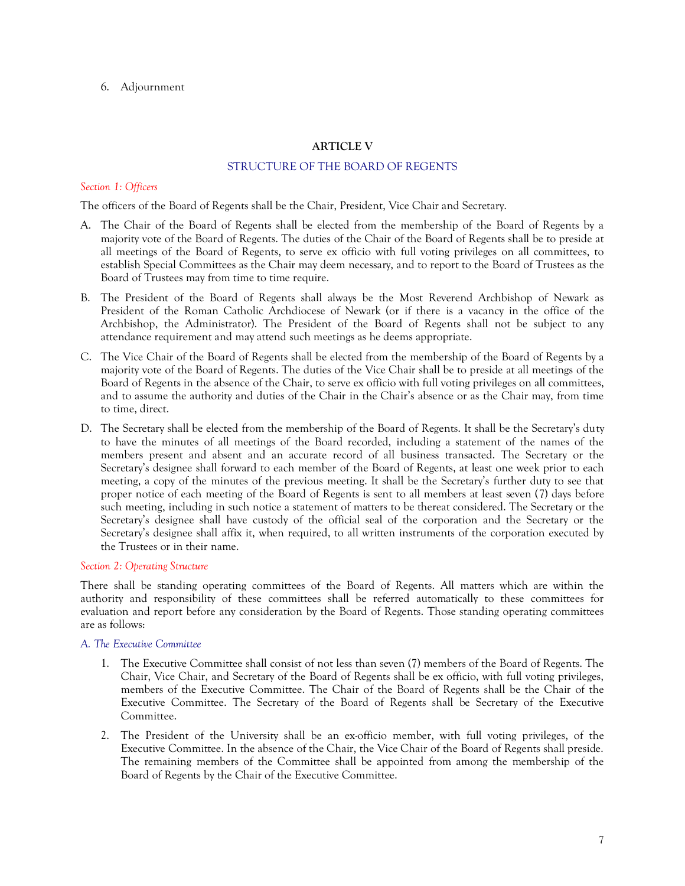6. Adjournment

## ARTICLE V

### STRUCTURE OF THE BOARD OF REGENTS

*Section 1: Officers*

The officers of the Board of Regents shall be the Chair, President, Vice Chair and Secretary.

A. The Chair of the Board of Regents shall be elected from the membership of the Board of Regents by a majority vote of the Board of Regents. The duties of the Chair of the Board of Regents shall be to preside at all meetings of the Board of Regents, to serve ex officio with full voting privileges on all committees, to establish Special Committees as the Chair may deem necessary, and to report to the Board of Trustees as the Board of Trustees may from time to time require.

B. The President of the Board of Regents shall always be the Most Reverend Archbishop of Newark as President of the Roman Catholic Archdiocese of Newark (or if there is a vacancy in the office of the Archbishop, the Administrator). The President of the Board of Regents shall not be subject to any attendance requirement and may attend such meetings as he deems appropriate.

C. The Vice Chair of the Board of Regents shall be elected from the membership of the Board of Regents by a majority vote of the Board of Regents. The duties of the Vice Chair shall be to preside at all meetings of the Board of Regents in the absence of the Chair, to serve ex officio with full voting privileges on all committees, and to assume the authority and duties of the Chair in the Chair's absence or as the Chair may, from time to time, direct.

D. The Secretary shall be elected from the membership of the Board of Regents. It shall be the Secretary's duty to have the minutes of all meetings of the Board recorded, including a statement of the names of the members present and absent and an accurate record of all business transacted. The Secretary or the Secretary's designee shall forward to each member of the Board of Regents, at least one week prior to each meeting, a copy of the minutes of the previous meeting. It shall be the Secretary's further duty to see that proper notice of each meeting of the Board of Regents is sent to all members at least seven (7) days before such meeting, including in such notice a statement of matters to be thereat considered. The Secretary or the Secretary's designee shall have custody of the official seal of the corporation and the Secretary or the Secretary's designee shall affix it, when required, to all written instruments of the corporation executed by the Trustees or in their name.

*Section 2: Operating Structure*

There shall be standing operating committees of the Board of Regents. All matters which are within the authority and responsibility of these committees shall be referred automatically to these committees for evaluation and report before any consideration by the Board of Regents. Those standing operating committees are as follows:

*A. The Executive Committee*

1. The Executive Committee shall consist of not less than seven (7) members of the Board of Regents. The Chair, Vice Chair, and Secretary of the Board of Regents shall be ex officio, with full voting privileges, members of the Executive Committee. The Chair of the Board of Regents shall be the Chair of the Executive Committee. The Secretary of the Board of Regents shall be Secretary of the Executive Committee.

2. The President of the University shall be an ex-officio member, with full voting privileges, of the Executive Committee. In the absence of the Chair, the Vice Chair of the Board of Regents shall preside. The remaining members of the Committee shall be appointed from among the membership of the Board of Regents by the Chair of the Executive Committee.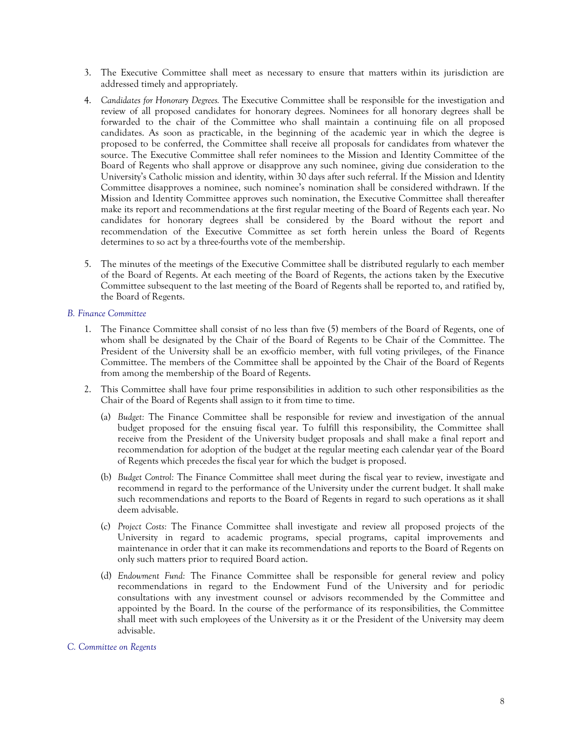3. The Executive Committee shall meet as necessary to ensure that matters within its jurisdiction are addressed timely and appropriately.

4. *Candidates for Honorary Degrees.* The Executive Committee shall be responsible for the investigation and review of all proposed candidates for honorary degrees. Nominees for all honorary degrees shall be forwarded to the chair of the Committee who shall maintain a continuing file on all proposed candidates. As soon as practicable, in the beginning of the academic year in which the degree is proposed to be conferred, the Committee shall receive all proposals for candidates from whatever the source. The Executive Committee shall refer nominees to the Mission and Identity Committee of the Board of Regents who shall approve or disapprove any such nominee, giving due consideration to the University's Catholic mission and identity, within 30 days after such referral. If the Mission and Identity Committee disapproves a nominee, such nominee's nomination shall be considered withdrawn. If the Mission and Identity Committee approves such nomination, the Executive Committee shall thereafter make its report and recommendations at the first regular meeting of the Board of Regents each year. No candidates for honorary degrees shall be considered by the Board without the report and recommendation of the Executive Committee as set forth herein unless the Board of Regents determines to so act by a three-fourths vote of the membership.

5. The minutes of the meetings of the Executive Committee shall be distributed regularly to each member of the Board of Regents. At each meeting of the Board of Regents, the actions taken by the Executive Committee subsequent to the last meeting of the Board of Regents shall be reported to, and ratified by, the Board of Regents.

*B. Finance Committee*

1. The Finance Committee shall consist of no less than five (5) members of the Board of Regents, one of whom shall be designated by the Chair of the Board of Regents to be Chair of the Committee. The President of the University shall be an ex-officio member, with full voting privileges, of the Finance Committee. The members of the Committee shall be appointed by the Chair of the Board of Regents from among the membership of the Board of Regents.

2. This Committee shall have four prime responsibilities in addition to such other responsibilities as the Chair of the Board of Regents shall assign to it from time to time.

   (a) *Budget:* The Finance Committee shall be responsible for review and investigation of the annual budget proposed for the ensuing fiscal year. To fulfill this responsibility, the Committee shall receive from the President of the University budget proposals and shall make a final report and recommendation for adoption of the budget at the regular meeting each calendar year of the Board of Regents which precedes the fiscal year for which the budget is proposed.

   (b) *Budget Control:* The Finance Committee shall meet during the fiscal year to review, investigate and recommend in regard to the performance of the University under the current budget. It shall make such recommendations and reports to the Board of Regents in regard to such operations as it shall deem advisable.

   (c) *Project Costs:* The Finance Committee shall investigate and review all proposed projects of the University in regard to academic programs, special programs, capital improvements and maintenance in order that it can make its recommendations and reports to the Board of Regents on only such matters prior to required Board action.

   (d) *Endowment Fund:* The Finance Committee shall be responsible for general review and policy recommendations in regard to the Endowment Fund of the University and for periodic consultations with any investment counsel or advisors recommended by the Committee and appointed by the Board. In the course of the performance of its responsibilities, the Committee shall meet with such employees of the University as it or the President of the University may deem advisable.

*C. Committee on Regents*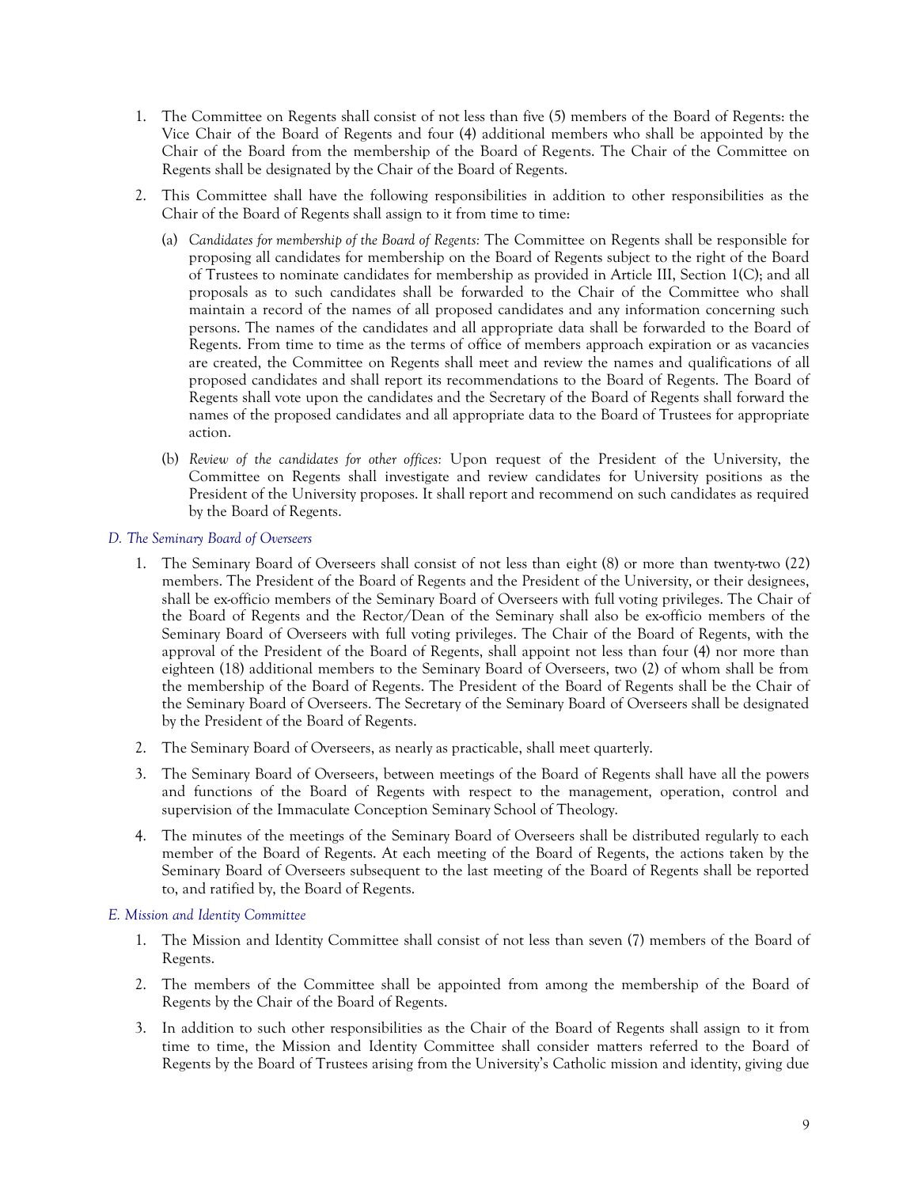1. The Committee on Regents shall consist of not less than five (5) members of the Board of Regents: the Vice Chair of the Board of Regents and four (4) additional members who shall be appointed by the Chair of the Board from the membership of the Board of Regents. The Chair of the Committee on Regents shall be designated by the Chair of the Board of Regents.

2. This Committee shall have the following responsibilities in addition to other responsibilities as the Chair of the Board of Regents shall assign to it from time to time:

   (a) *Candidates for membership of the Board of Regents:* The Committee on Regents shall be responsible for proposing all candidates for membership on the Board of Regents subject to the right of the Board of Trustees to nominate candidates for membership as provided in Article III, Section 1(C); and all proposals as to such candidates shall be forwarded to the Chair of the Committee who shall maintain a record of the names of all proposed candidates and any information concerning such persons. The names of the candidates and all appropriate data shall be forwarded to the Board of Regents. From time to time as the terms of office of members approach expiration or as vacancies are created, the Committee on Regents shall meet and review the names and qualifications of all proposed candidates and shall report its recommendations to the Board of Regents. The Board of Regents shall vote upon the candidates and the Secretary of the Board of Regents shall forward the names of the proposed candidates and all appropriate data to the Board of Trustees for appropriate action.

   (b) *Review of the candidates for other offices:* Upon request of the President of the University, the Committee on Regents shall investigate and review candidates for University positions as the President of the University proposes. It shall report and recommend on such candidates as required by the Board of Regents.

*D. The Seminary Board of Overseers*

1. The Seminary Board of Overseers shall consist of not less than eight (8) or more than twenty-two (22) members. The President of the Board of Regents and the President of the University, or their designees, shall be ex-officio members of the Seminary Board of Overseers with full voting privileges. The Chair of the Board of Regents and the Rector/Dean of the Seminary shall also be ex-officio members of the Seminary Board of Overseers with full voting privileges. The Chair of the Board of Regents, with the approval of the President of the Board of Regents, shall appoint not less than four (4) nor more than eighteen (18) additional members to the Seminary Board of Overseers, two (2) of whom shall be from the membership of the Board of Regents. The President of the Board of Regents shall be the Chair of the Seminary Board of Overseers. The Secretary of the Seminary Board of Overseers shall be designated by the President of the Board of Regents.

2. The Seminary Board of Overseers, as nearly as practicable, shall meet quarterly.

3. The Seminary Board of Overseers, between meetings of the Board of Regents shall have all the powers and functions of the Board of Regents with respect to the management, operation, control and supervision of the Immaculate Conception Seminary School of Theology.

4. The minutes of the meetings of the Seminary Board of Overseers shall be distributed regularly to each member of the Board of Regents. At each meeting of the Board of Regents, the actions taken by the Seminary Board of Overseers subsequent to the last meeting of the Board of Regents shall be reported to, and ratified by, the Board of Regents.

*E. Mission and Identity Committee*

1. The Mission and Identity Committee shall consist of not less than seven (7) members of the Board of Regents.

2. The members of the Committee shall be appointed from among the membership of the Board of Regents by the Chair of the Board of Regents.

3. In addition to such other responsibilities as the Chair of the Board of Regents shall assign to it from time to time, the Mission and Identity Committee shall consider matters referred to the Board of Regents by the Board of Trustees arising from the University's Catholic mission and identity, giving due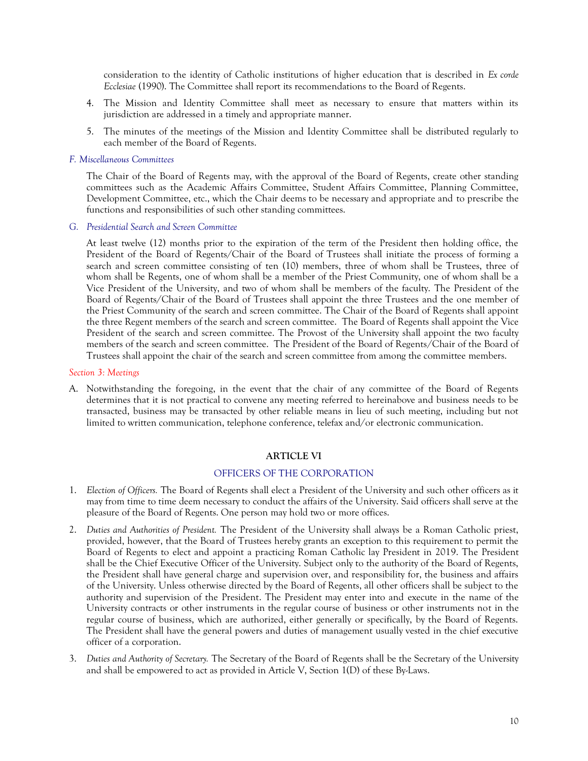consideration to the identity of Catholic institutions of higher education that is described in *Ex corde Ecclesiae* (1990). The Committee shall report its recommendations to the Board of Regents.

4. The Mission and Identity Committee shall meet as necessary to ensure that matters within its jurisdiction are addressed in a timely and appropriate manner.

5. The minutes of the meetings of the Mission and Identity Committee shall be distributed regularly to each member of the Board of Regents.

*F. Miscellaneous Committees*

The Chair of the Board of Regents may, with the approval of the Board of Regents, create other standing committees such as the Academic Affairs Committee, Student Affairs Committee, Planning Committee, Development Committee, etc., which the Chair deems to be necessary and appropriate and to prescribe the functions and responsibilities of such other standing committees.

*G. Presidential Search and Screen Committee*

At least twelve (12) months prior to the expiration of the term of the President then holding office, the President of the Board of Regents/Chair of the Board of Trustees shall initiate the process of forming a search and screen committee consisting of ten (10) members, three of whom shall be Trustees, three of whom shall be Regents, one of whom shall be a member of the Priest Community, one of whom shall be a Vice President of the University, and two of whom shall be members of the faculty. The President of the Board of Regents/Chair of the Board of Trustees shall appoint the three Trustees and the one member of the Priest Community of the search and screen committee. The Chair of the Board of Regents shall appoint the three Regent members of the search and screen committee. The Board of Regents shall appoint the Vice President of the search and screen committee. The Provost of the University shall appoint the two faculty members of the search and screen committee. The President of the Board of Regents/Chair of the Board of Trustees shall appoint the chair of the search and screen committee from among the committee members.

*Section 3: Meetings*

A. Notwithstanding the foregoing, in the event that the chair of any committee of the Board of Regents determines that it is not practical to convene any meeting referred to hereinabove and business needs to be transacted, business may be transacted by other reliable means in lieu of such meeting, including but not limited to written communication, telephone conference, telefax and/or electronic communication.

## ARTICLE VI

## OFFICERS OF THE CORPORATION

1. *Election of Officers.* The Board of Regents shall elect a President of the University and such other officers as it may from time to time deem necessary to conduct the affairs of the University. Said officers shall serve at the pleasure of the Board of Regents. One person may hold two or more offices.

2. *Duties and Authorities of President.* The President of the University shall always be a Roman Catholic priest, provided, however, that the Board of Trustees hereby grants an exception to this requirement to permit the Board of Regents to elect and appoint a practicing Roman Catholic lay President in 2019. The President shall be the Chief Executive Officer of the University. Subject only to the authority of the Board of Regents, the President shall have general charge and supervision over, and responsibility for, the business and affairs of the University. Unless otherwise directed by the Board of Regents, all other officers shall be subject to the authority and supervision of the President. The President may enter into and execute in the name of the University contracts or other instruments in the regular course of business or other instruments not in the regular course of business, which are authorized, either generally or specifically, by the Board of Regents. The President shall have the general powers and duties of management usually vested in the chief executive officer of a corporation.

3. *Duties and Authority of Secretary.* The Secretary of the Board of Regents shall be the Secretary of the University and shall be empowered to act as provided in Article V, Section 1(D) of these By-Laws.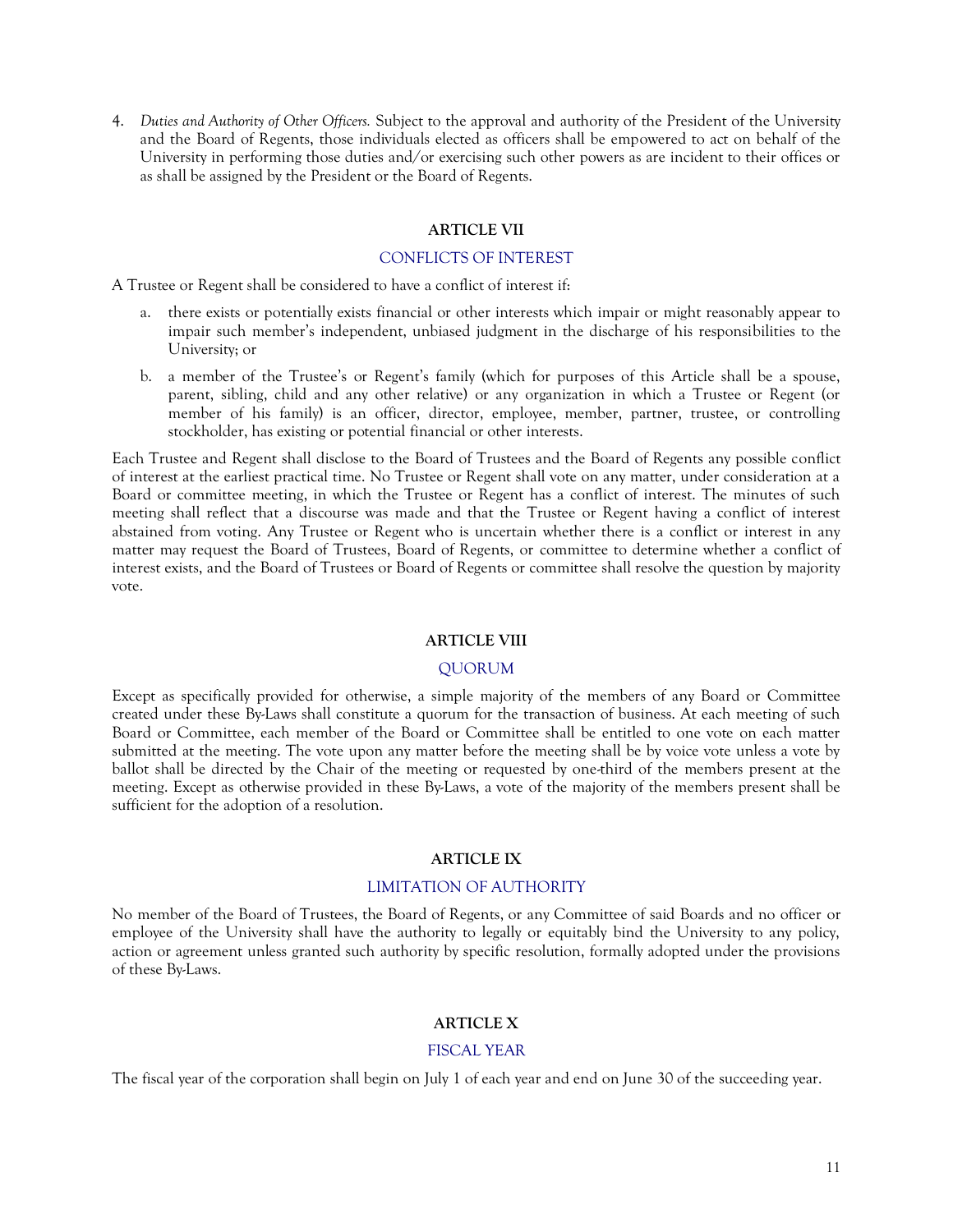4. *Duties and Authority of Other Officers.* Subject to the approval and authority of the President of the University and the Board of Regents, those individuals elected as officers shall be empowered to act on behalf of the University in performing those duties and/or exercising such other powers as are incident to their offices or as shall be assigned by the President or the Board of Regents.

## ARTICLE VII

### CONFLICTS OF INTEREST

A Trustee or Regent shall be considered to have a conflict of interest if:

a. there exists or potentially exists financial or other interests which impair or might reasonably appear to impair such member's independent, unbiased judgment in the discharge of his responsibilities to the University; or

b. a member of the Trustee's or Regent's family (which for purposes of this Article shall be a spouse, parent, sibling, child and any other relative) or any organization in which a Trustee or Regent (or member of his family) is an officer, director, employee, member, partner, trustee, or controlling stockholder, has existing or potential financial or other interests.

Each Trustee and Regent shall disclose to the Board of Trustees and the Board of Regents any possible conflict of interest at the earliest practical time. No Trustee or Regent shall vote on any matter, under consideration at a Board or committee meeting, in which the Trustee or Regent has a conflict of interest. The minutes of such meeting shall reflect that a discourse was made and that the Trustee or Regent having a conflict of interest abstained from voting. Any Trustee or Regent who is uncertain whether there is a conflict or interest in any matter may request the Board of Trustees, Board of Regents, or committee to determine whether a conflict of interest exists, and the Board of Trustees or Board of Regents or committee shall resolve the question by majority vote.

## ARTICLE VIII

### QUORUM

Except as specifically provided for otherwise, a simple majority of the members of any Board or Committee created under these By-Laws shall constitute a quorum for the transaction of business. At each meeting of such Board or Committee, each member of the Board or Committee shall be entitled to one vote on each matter submitted at the meeting. The vote upon any matter before the meeting shall be by voice vote unless a vote by ballot shall be directed by the Chair of the meeting or requested by one-third of the members present at the meeting. Except as otherwise provided in these By-Laws, a vote of the majority of the members present shall be sufficient for the adoption of a resolution.

## ARTICLE IX

### LIMITATION OF AUTHORITY

No member of the Board of Trustees, the Board of Regents, or any Committee of said Boards and no officer or employee of the University shall have the authority to legally or equitably bind the University to any policy, action or agreement unless granted such authority by specific resolution, formally adopted under the provisions of these By-Laws.

## ARTICLE X

### FISCAL YEAR

The fiscal year of the corporation shall begin on July 1 of each year and end on June 30 of the succeeding year.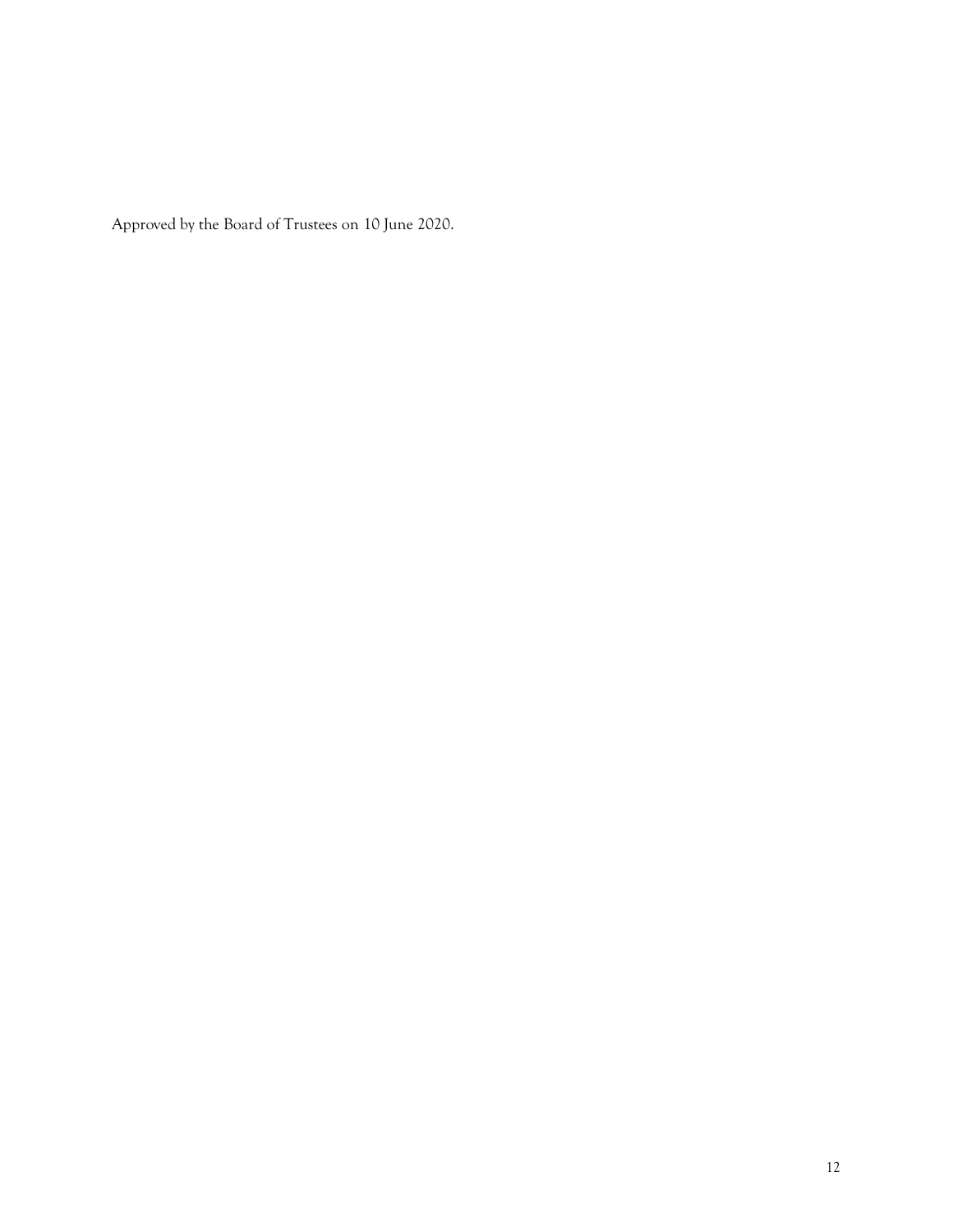Approved by the Board of Trustees on 10 June 2020.